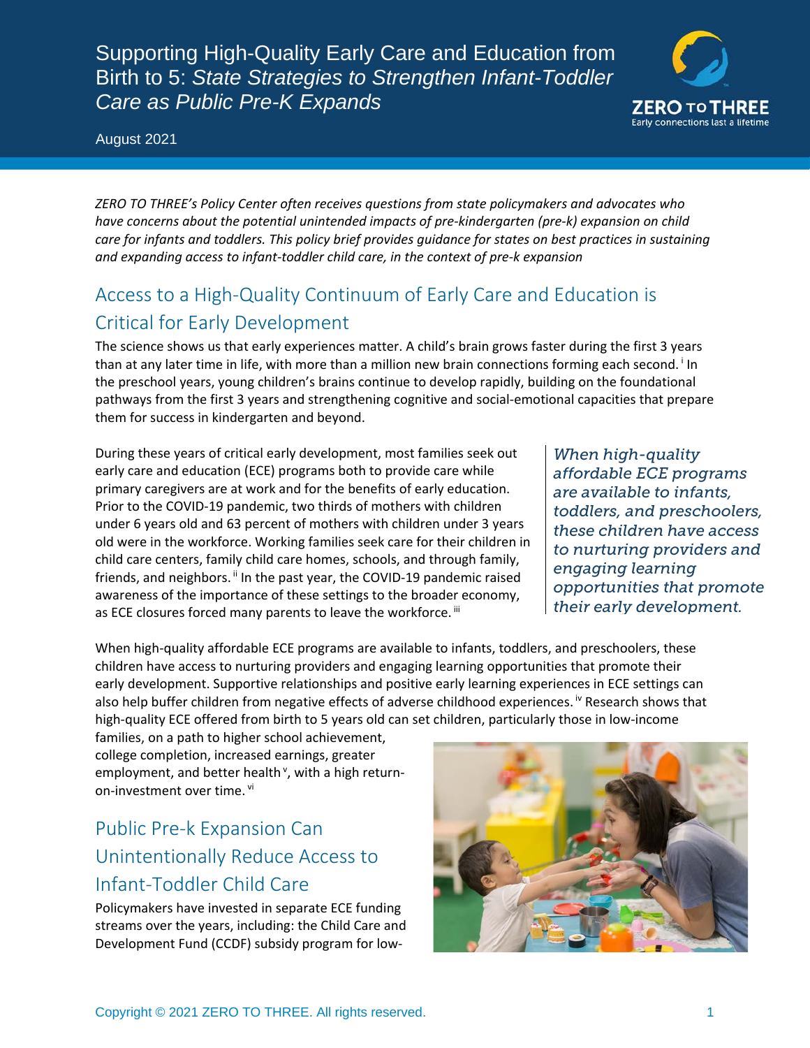# Supporting High-Quality Early Care and Education from Birth to 5: *State Strategies to Strengthen Infant-Toddler Care as Public Pre-K Expands*

August 2021

*ZERO TO THREE's Policy Center often receives questions from state policymakers and advocates who have concerns about the potential unintended impacts of pre-kindergarten (pre-k) expansion on child care for infants and toddlers. This policy brief provides guidance for states on best practices in sustaining and expanding access to infant-toddler child care, in the context of pre-k expansion*

## Access to a High-Quality Continuum of Early Care and Education is Critical for Early Development

The science shows us that early experiences matter. A child's brain grows faster during the first 3 years than at any later time in life, with more than a million new brain connections forming each second.[i] In the preschool years, young children's brains continue to develop rapidly, building on the foundational pathways from the first 3 years and strengthening cognitive and social-emotional capacities that prepare them for success in kindergarten and beyond.

During these years of critical early development, most families seek out early care and education (ECE) programs both to provide care while primary caregivers are at work and for the benefits of early education. Prior to the COVID-19 pandemic, two thirds of mothers with children under 6 years old and 63 percent of mothers with children under 3 years old were in the workforce. Working families seek care for their children in child care centers, family child care homes, schools, and through family, friends, and neighbors.[ii] In the past year, the COVID-19 pandemic raised awareness of the importance of these settings to the broader economy, as ECE closures forced many parents to leave the workforce.[iii]

*When high-quality affordable ECE programs are available to infants, toddlers, and preschoolers, these children have access to nurturing providers and engaging learning opportunities that promote their early development.*

When high-quality affordable ECE programs are available to infants, toddlers, and preschoolers, these children have access to nurturing providers and engaging learning opportunities that promote their early development. Supportive relationships and positive early learning experiences in ECE settings can also help buffer children from negative effects of adverse childhood experiences.[iv] Research shows that high-quality ECE offered from birth to 5 years old can set children, particularly those in low-income families, on a path to higher school achievement, college completion, increased earnings, greater employment, and better health[v], with a high return-on-investment over time.[vi]

## Public Pre-k Expansion Can Unintentionally Reduce Access to Infant-Toddler Child Care

Policymakers have invested in separate ECE funding streams over the years, including: the Child Care and Development Fund (CCDF) subsidy program for low-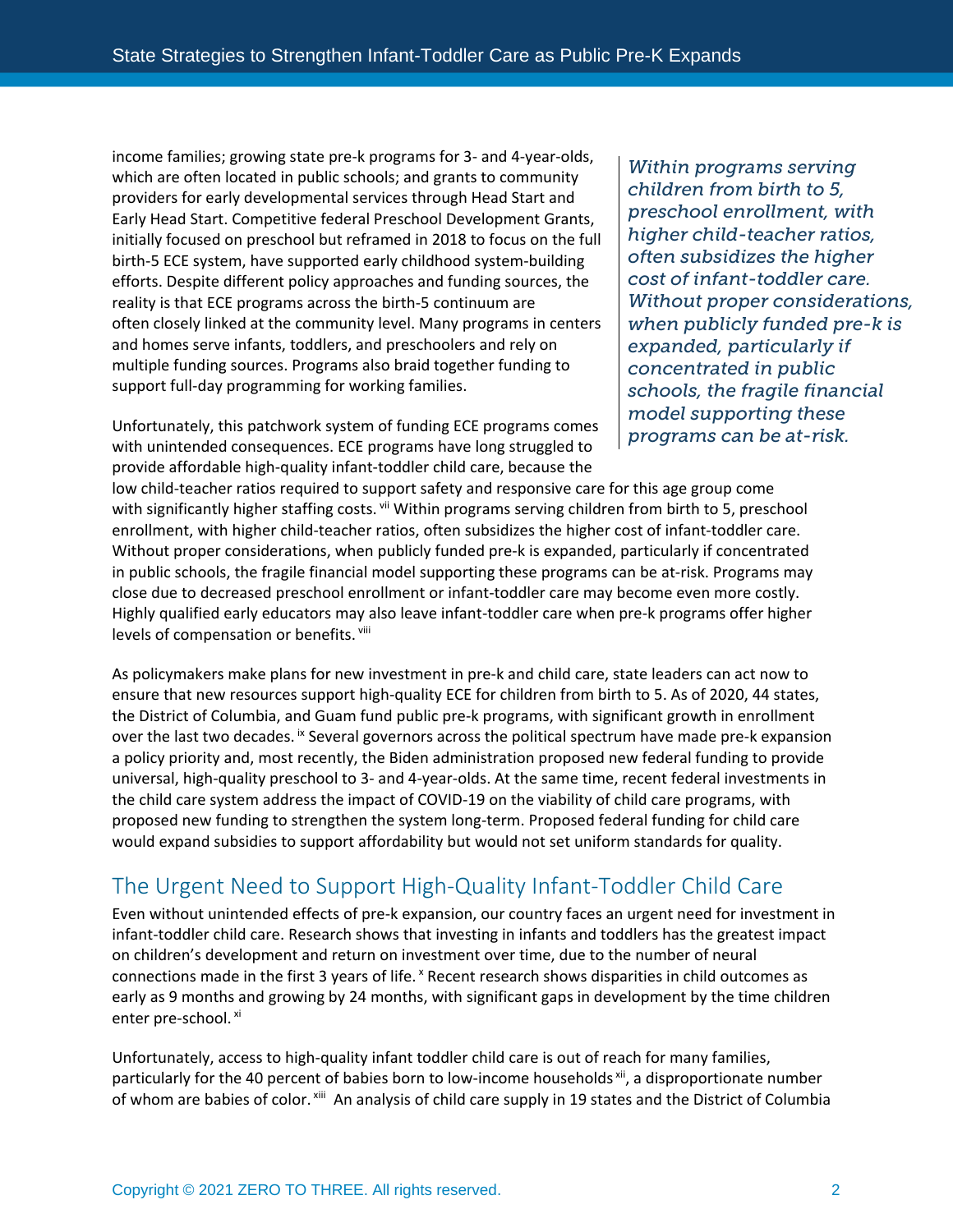income families; growing state pre-k programs for 3- and 4-year-olds, which are often located in public schools; and grants to community providers for early developmental services through Head Start and Early Head Start. Competitive federal Preschool Development Grants, initially focused on preschool but reframed in 2018 to focus on the full birth-5 ECE system, have supported early childhood system-building efforts. Despite different policy approaches and funding sources, the reality is that ECE programs across the birth-5 continuum are often closely linked at the community level. Many programs in centers and homes serve infants, toddlers, and preschoolers and rely on multiple funding sources. Programs also braid together funding to support full-day programming for working families.

*Within programs serving children from birth to 5, preschool enrollment, with higher child-teacher ratios, often subsidizes the higher cost of infant-toddler care. Without proper considerations, when publicly funded pre-k is expanded, particularly if concentrated in public schools, the fragile financial model supporting these programs can be at-risk.*

Unfortunately, this patchwork system of funding ECE programs comes with unintended consequences. ECE programs have long struggled to provide affordable high-quality infant-toddler child care, because the low child-teacher ratios required to support safety and responsive care for this age group come with significantly higher staffing costs.[vii] Within programs serving children from birth to 5, preschool enrollment, with higher child-teacher ratios, often subsidizes the higher cost of infant-toddler care. Without proper considerations, when publicly funded pre-k is expanded, particularly if concentrated in public schools, the fragile financial model supporting these programs can be at-risk. Programs may close due to decreased preschool enrollment or infant-toddler care may become even more costly. Highly qualified early educators may also leave infant-toddler care when pre-k programs offer higher levels of compensation or benefits.[viii]

As policymakers make plans for new investment in pre-k and child care, state leaders can act now to ensure that new resources support high-quality ECE for children from birth to 5. As of 2020, 44 states, the District of Columbia, and Guam fund public pre-k programs, with significant growth in enrollment over the last two decades.[ix] Several governors across the political spectrum have made pre-k expansion a policy priority and, most recently, the Biden administration proposed new federal funding to provide universal, high-quality preschool to 3- and 4-year-olds. At the same time, recent federal investments in the child care system address the impact of COVID-19 on the viability of child care programs, with proposed new funding to strengthen the system long-term. Proposed federal funding for child care would expand subsidies to support affordability but would not set uniform standards for quality.

## The Urgent Need to Support High-Quality Infant-Toddler Child Care

Even without unintended effects of pre-k expansion, our country faces an urgent need for investment in infant-toddler child care. Research shows that investing in infants and toddlers has the greatest impact on children's development and return on investment over time, due to the number of neural connections made in the first 3 years of life.[x] Recent research shows disparities in child outcomes as early as 9 months and growing by 24 months, with significant gaps in development by the time children enter pre-school.[xi]

Unfortunately, access to high-quality infant toddler child care is out of reach for many families, particularly for the 40 percent of babies born to low-income households[xii], a disproportionate number of whom are babies of color.[xiii] An analysis of child care supply in 19 states and the District of Columbia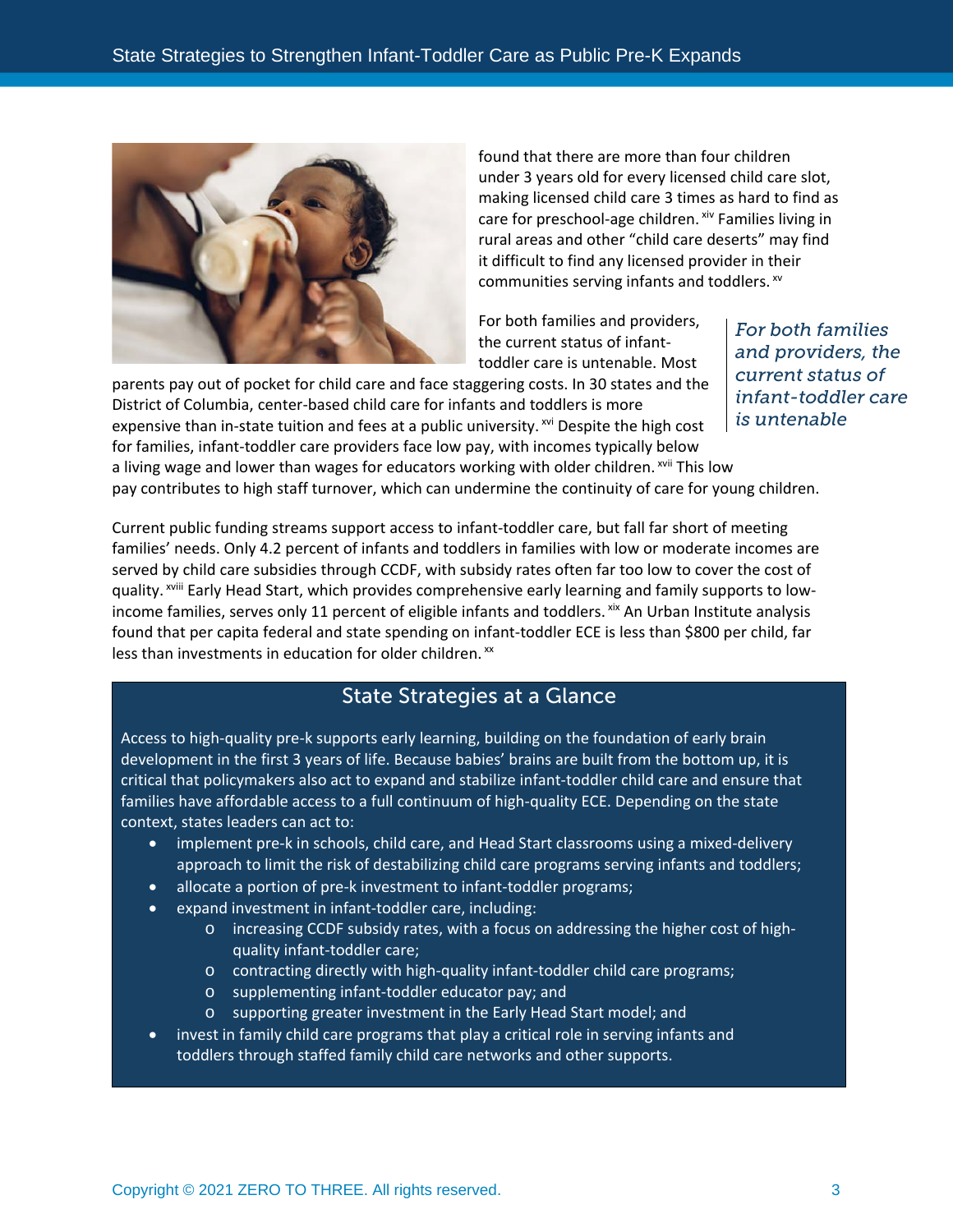found that there are more than four children under 3 years old for every licensed child care slot, making licensed child care 3 times as hard to find as care for preschool-age children.[xiv] Families living in rural areas and other "child care deserts" may find it difficult to find any licensed provider in their communities serving infants and toddlers.[xv]

*For both families and providers, the current status of infant-toddler care is untenable*

For both families and providers, the current status of infant-toddler care is untenable. Most parents pay out of pocket for child care and face staggering costs. In 30 states and the District of Columbia, center-based child care for infants and toddlers is more expensive than in-state tuition and fees at a public university.[xvi] Despite the high cost for families, infant-toddler care providers face low pay, with incomes typically below a living wage and lower than wages for educators working with older children.[xvii] This low pay contributes to high staff turnover, which can undermine the continuity of care for young children.

Current public funding streams support access to infant-toddler care, but fall far short of meeting families' needs. Only 4.2 percent of infants and toddlers in families with low or moderate incomes are served by child care subsidies through CCDF, with subsidy rates often far too low to cover the cost of quality.[xviii] Early Head Start, which provides comprehensive early learning and family supports to low-income families, serves only 11 percent of eligible infants and toddlers.[xix] An Urban Institute analysis found that per capita federal and state spending on infant-toddler ECE is less than $800 per child, far less than investments in education for older children.[xx]

## State Strategies at a Glance

Access to high-quality pre-k supports early learning, building on the foundation of early brain development in the first 3 years of life. Because babies' brains are built from the bottom up, it is critical that policymakers also act to expand and stabilize infant-toddler child care and ensure that families have affordable access to a full continuum of high-quality ECE. Depending on the state context, states leaders can act to:

- implement pre-k in schools, child care, and Head Start classrooms using a mixed-delivery approach to limit the risk of destabilizing child care programs serving infants and toddlers;
- allocate a portion of pre-k investment to infant-toddler programs;
- expand investment in infant-toddler care, including:
  - increasing CCDF subsidy rates, with a focus on addressing the higher cost of high-quality infant-toddler care;
  - contracting directly with high-quality infant-toddler child care programs;
  - supplementing infant-toddler educator pay; and
  - supporting greater investment in the Early Head Start model; and
- invest in family child care programs that play a critical role in serving infants and toddlers through staffed family child care networks and other supports.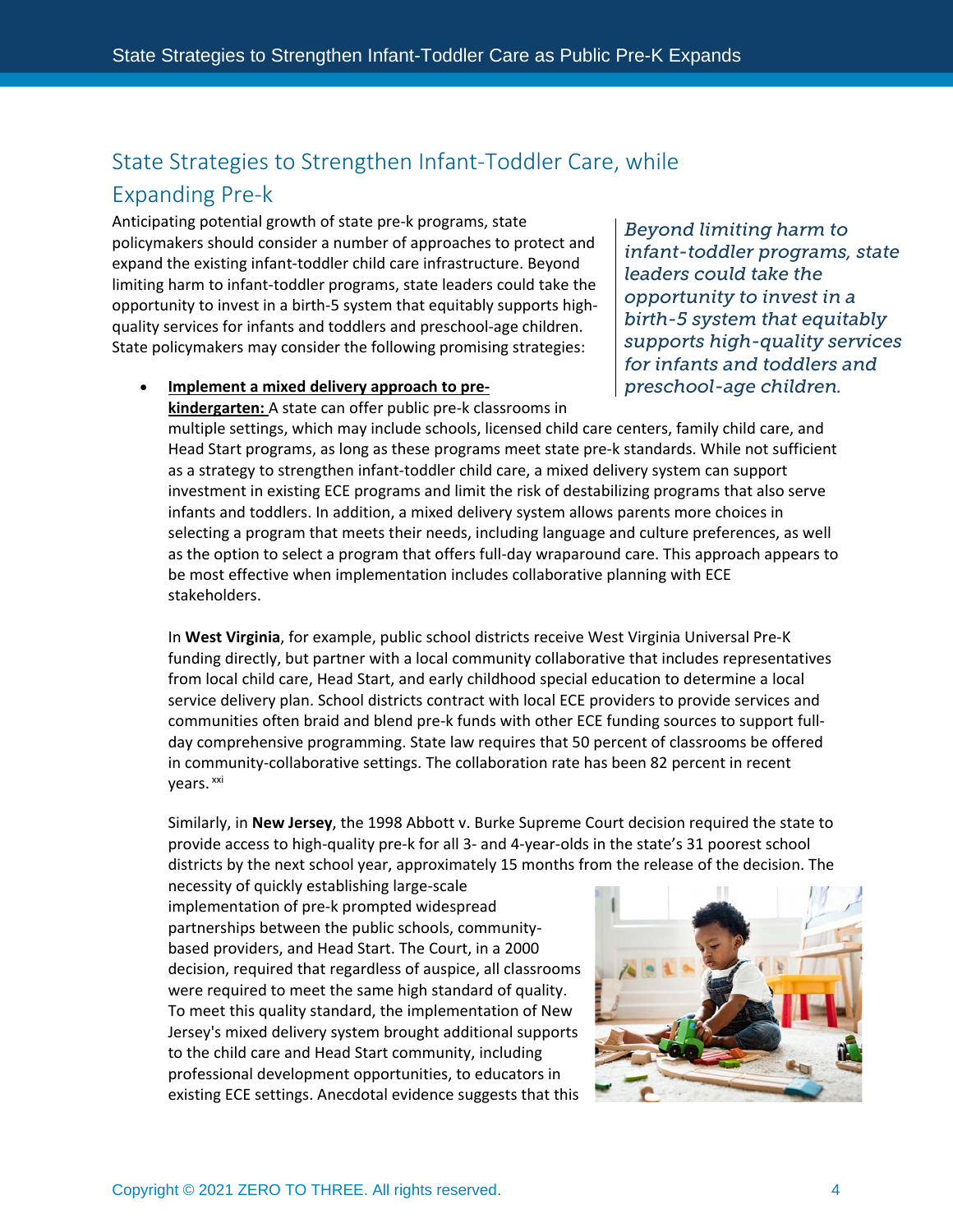## State Strategies to Strengthen Infant-Toddler Care, while Expanding Pre-k

Anticipating potential growth of state pre-k programs, state policymakers should consider a number of approaches to protect and expand the existing infant-toddler child care infrastructure. Beyond limiting harm to infant-toddler programs, state leaders could take the opportunity to invest in a birth-5 system that equitably supports high-quality services for infants and toddlers and preschool-age children. State policymakers may consider the following promising strategies:

> *Beyond limiting harm to infant-toddler programs, state leaders could take the opportunity to invest in a birth-5 system that equitably supports high-quality services for infants and toddlers and preschool-age children.*

- **Implement a mixed delivery approach to pre-kindergarten:** A state can offer public pre-k classrooms in multiple settings, which may include schools, licensed child care centers, family child care, and Head Start programs, as long as these programs meet state pre-k standards. While not sufficient as a strategy to strengthen infant-toddler child care, a mixed delivery system can support investment in existing ECE programs and limit the risk of destabilizing programs that also serve infants and toddlers. In addition, a mixed delivery system allows parents more choices in selecting a program that meets their needs, including language and culture preferences, as well as the option to select a program that offers full-day wraparound care. This approach appears to be most effective when implementation includes collaborative planning with ECE stakeholders.

  In **West Virginia**, for example, public school districts receive West Virginia Universal Pre-K funding directly, but partner with a local community collaborative that includes representatives from local child care, Head Start, and early childhood special education to determine a local service delivery plan. School districts contract with local ECE providers to provide services and communities often braid and blend pre-k funds with other ECE funding sources to support full-day comprehensive programming. State law requires that 50 percent of classrooms be offered in community-collaborative settings. The collaboration rate has been 82 percent in recent years. [xxi]

  Similarly, in **New Jersey**, the 1998 Abbott v. Burke Supreme Court decision required the state to provide access to high-quality pre-k for all 3- and 4-year-olds in the state's 31 poorest school districts by the next school year, approximately 15 months from the release of the decision. The necessity of quickly establishing large-scale implementation of pre-k prompted widespread partnerships between the public schools, community-based providers, and Head Start. The Court, in a 2000 decision, required that regardless of auspice, all classrooms were required to meet the same high standard of quality. To meet this quality standard, the implementation of New Jersey's mixed delivery system brought additional supports to the child care and Head Start community, including professional development opportunities, to educators in existing ECE settings. Anecdotal evidence suggests that this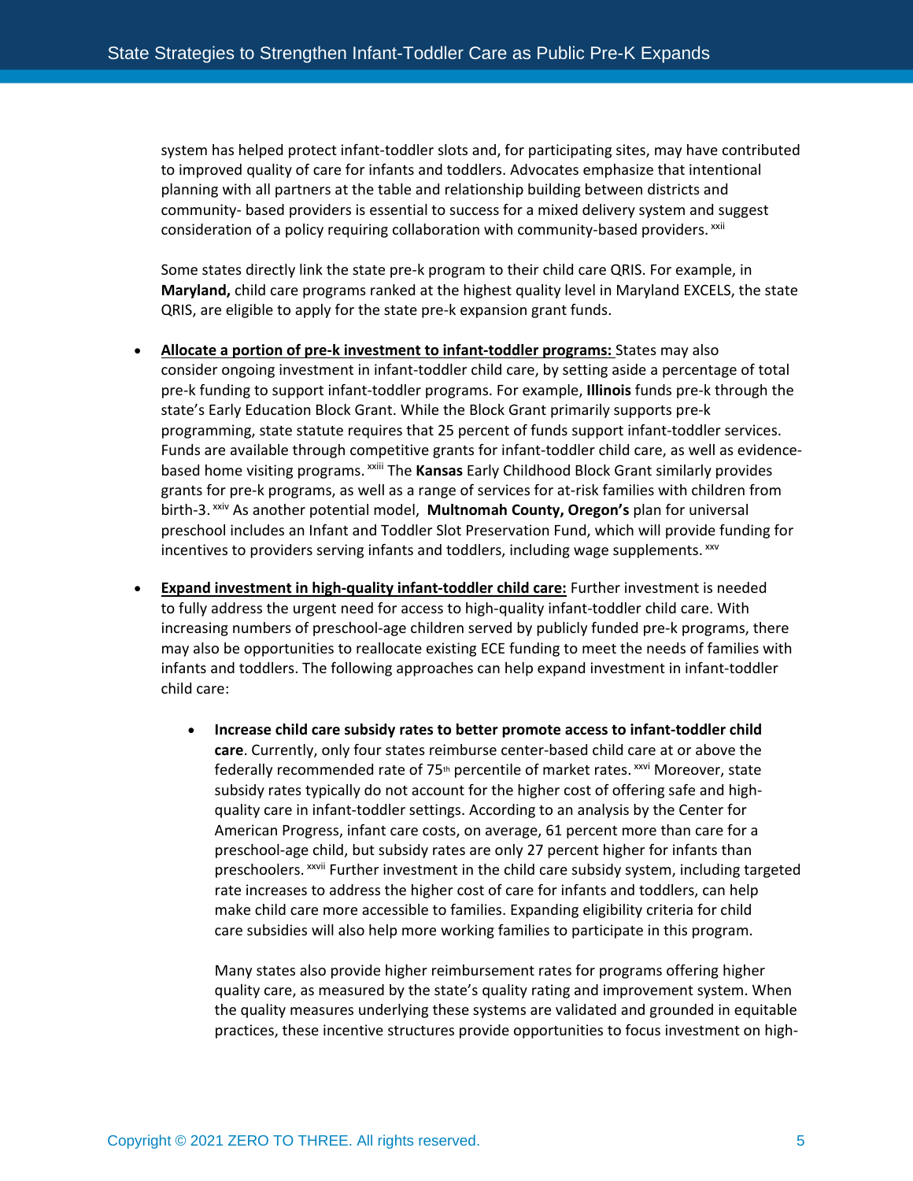system has helped protect infant-toddler slots and, for participating sites, may have contributed to improved quality of care for infants and toddlers. Advocates emphasize that intentional planning with all partners at the table and relationship building between districts and community- based providers is essential to success for a mixed delivery system and suggest consideration of a policy requiring collaboration with community-based providers. [xxii]

Some states directly link the state pre-k program to their child care QRIS. For example, in **Maryland,** child care programs ranked at the highest quality level in Maryland EXCELS, the state QRIS, are eligible to apply for the state pre-k expansion grant funds.

- **Allocate a portion of pre-k investment to infant-toddler programs:** States may also consider ongoing investment in infant-toddler child care, by setting aside a percentage of total pre-k funding to support infant-toddler programs. For example, **Illinois** funds pre-k through the state's Early Education Block Grant. While the Block Grant primarily supports pre-k programming, state statute requires that 25 percent of funds support infant-toddler services. Funds are available through competitive grants for infant-toddler child care, as well as evidence-based home visiting programs. [xxiii] The **Kansas** Early Childhood Block Grant similarly provides grants for pre-k programs, as well as a range of services for at-risk families with children from birth-3. [xxiv] As another potential model, **Multnomah County, Oregon's** plan for universal preschool includes an Infant and Toddler Slot Preservation Fund, which will provide funding for incentives to providers serving infants and toddlers, including wage supplements. [xxv]

- **Expand investment in high-quality infant-toddler child care:** Further investment is needed to fully address the urgent need for access to high-quality infant-toddler child care. With increasing numbers of preschool-age children served by publicly funded pre-k programs, there may also be opportunities to reallocate existing ECE funding to meet the needs of families with infants and toddlers. The following approaches can help expand investment in infant-toddler child care:

  - **Increase child care subsidy rates to better promote access to infant-toddler child care**. Currently, only four states reimburse center-based child care at or above the federally recommended rate of 75th percentile of market rates. [xxvi] Moreover, state subsidy rates typically do not account for the higher cost of offering safe and high-quality care in infant-toddler settings. According to an analysis by the Center for American Progress, infant care costs, on average, 61 percent more than care for a preschool-age child, but subsidy rates are only 27 percent higher for infants than preschoolers. [xxvii] Further investment in the child care subsidy system, including targeted rate increases to address the higher cost of care for infants and toddlers, can help make child care more accessible to families. Expanding eligibility criteria for child care subsidies will also help more working families to participate in this program.

    Many states also provide higher reimbursement rates for programs offering higher quality care, as measured by the state's quality rating and improvement system. When the quality measures underlying these systems are validated and grounded in equitable practices, these incentive structures provide opportunities to focus investment on high-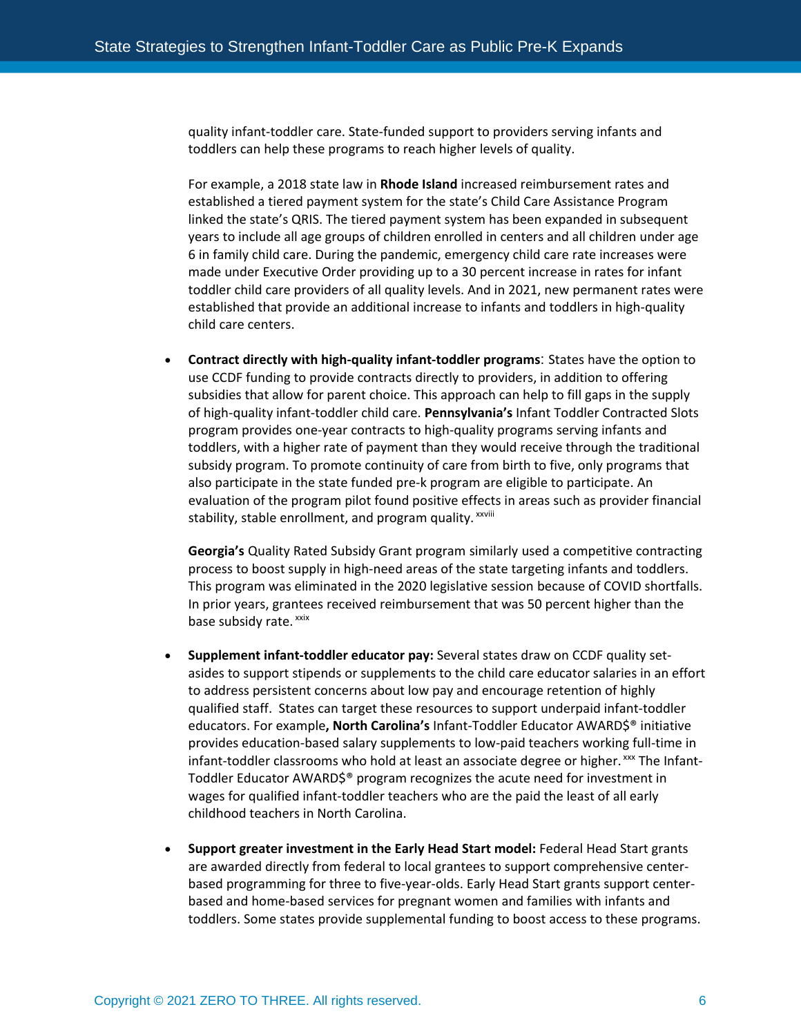quality infant-toddler care. State-funded support to providers serving infants and toddlers can help these programs to reach higher levels of quality.

For example, a 2018 state law in **Rhode Island** increased reimbursement rates and established a tiered payment system for the state's Child Care Assistance Program linked the state's QRIS. The tiered payment system has been expanded in subsequent years to include all age groups of children enrolled in centers and all children under age 6 in family child care. During the pandemic, emergency child care rate increases were made under Executive Order providing up to a 30 percent increase in rates for infant toddler child care providers of all quality levels. And in 2021, new permanent rates were established that provide an additional increase to infants and toddlers in high-quality child care centers.

- **Contract directly with high-quality infant-toddler programs**: States have the option to use CCDF funding to provide contracts directly to providers, in addition to offering subsidies that allow for parent choice. This approach can help to fill gaps in the supply of high-quality infant-toddler child care. **Pennsylvania's** Infant Toddler Contracted Slots program provides one-year contracts to high-quality programs serving infants and toddlers, with a higher rate of payment than they would receive through the traditional subsidy program. To promote continuity of care from birth to five, only programs that also participate in the state funded pre-k program are eligible to participate. An evaluation of the program pilot found positive effects in areas such as provider financial stability, stable enrollment, and program quality. [xxviii]

  **Georgia's** Quality Rated Subsidy Grant program similarly used a competitive contracting process to boost supply in high-need areas of the state targeting infants and toddlers. This program was eliminated in the 2020 legislative session because of COVID shortfalls. In prior years, grantees received reimbursement that was 50 percent higher than the base subsidy rate. [xxix]

- **Supplement infant-toddler educator pay:** Several states draw on CCDF quality set-asides to support stipends or supplements to the child care educator salaries in an effort to address persistent concerns about low pay and encourage retention of highly qualified staff. States can target these resources to support underpaid infant-toddler educators. For example**, North Carolina's** Infant-Toddler Educator AWARD$® initiative provides education-based salary supplements to low-paid teachers working full-time in infant-toddler classrooms who hold at least an associate degree or higher. [xxx] The Infant-Toddler Educator AWARD$® program recognizes the acute need for investment in wages for qualified infant-toddler teachers who are the paid the least of all early childhood teachers in North Carolina.

- **Support greater investment in the Early Head Start model:** Federal Head Start grants are awarded directly from federal to local grantees to support comprehensive center-based programming for three to five-year-olds. Early Head Start grants support center-based and home-based services for pregnant women and families with infants and toddlers. Some states provide supplemental funding to boost access to these programs.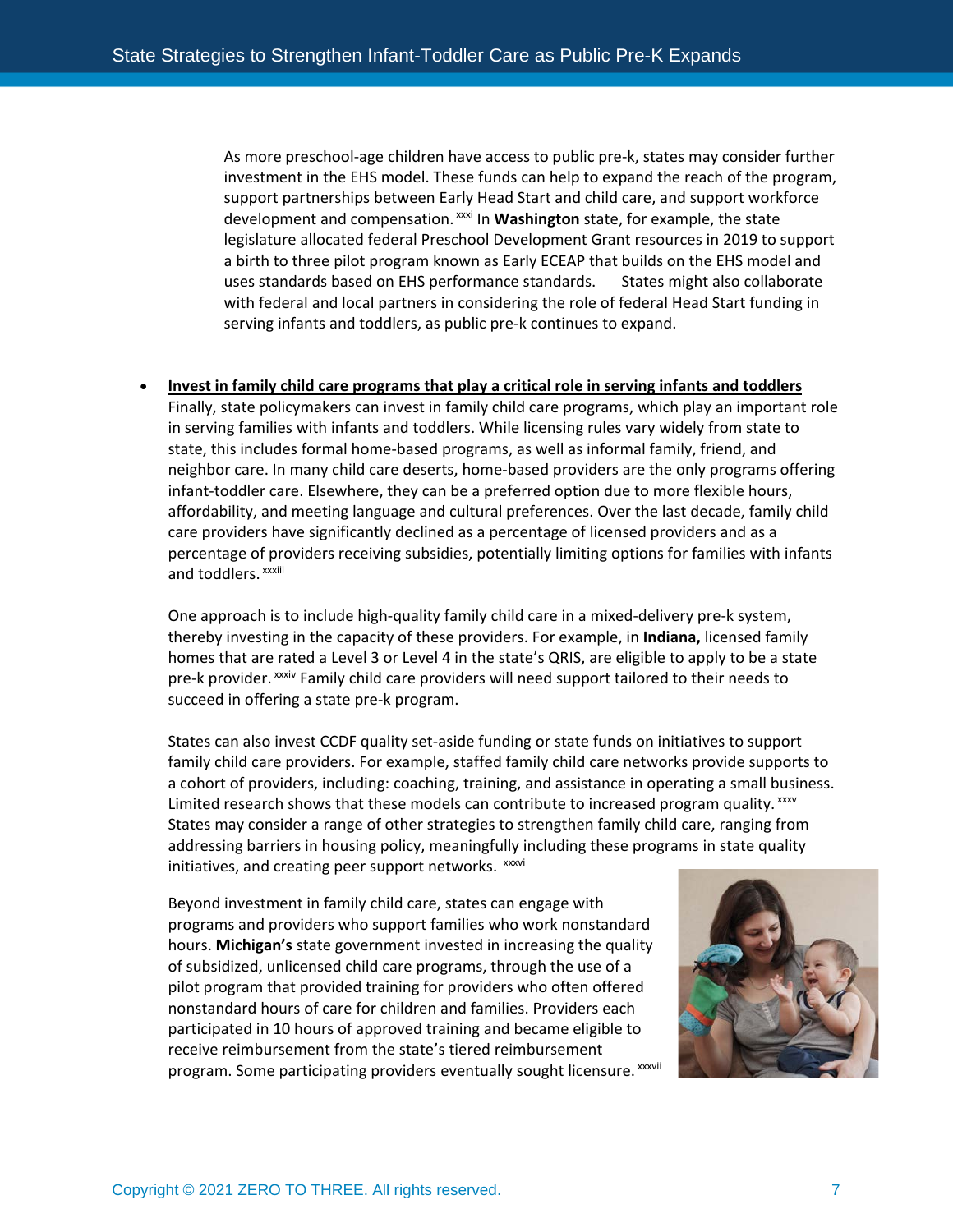As more preschool-age children have access to public pre-k, states may consider further investment in the EHS model. These funds can help to expand the reach of the program, support partnerships between Early Head Start and child care, and support workforce development and compensation. [xxxi] In **Washington** state, for example, the state legislature allocated federal Preschool Development Grant resources in 2019 to support a birth to three pilot program known as Early ECEAP that builds on the EHS model and uses standards based on EHS performance standards. States might also collaborate with federal and local partners in considering the role of federal Head Start funding in serving infants and toddlers, as public pre-k continues to expand.

- **Invest in family child care programs that play a critical role in serving infants and toddlers**
  Finally, state policymakers can invest in family child care programs, which play an important role in serving families with infants and toddlers. While licensing rules vary widely from state to state, this includes formal home-based programs, as well as informal family, friend, and neighbor care. In many child care deserts, home-based providers are the only programs offering infant-toddler care. Elsewhere, they can be a preferred option due to more flexible hours, affordability, and meeting language and cultural preferences. Over the last decade, family child care providers have significantly declined as a percentage of licensed providers and as a percentage of providers receiving subsidies, potentially limiting options for families with infants and toddlers. [xxxiii]

  One approach is to include high-quality family child care in a mixed-delivery pre-k system, thereby investing in the capacity of these providers. For example, in **Indiana,** licensed family homes that are rated a Level 3 or Level 4 in the state's QRIS, are eligible to apply to be a state pre-k provider. [xxxiv] Family child care providers will need support tailored to their needs to succeed in offering a state pre-k program.

  States can also invest CCDF quality set-aside funding or state funds on initiatives to support family child care providers. For example, staffed family child care networks provide supports to a cohort of providers, including: coaching, training, and assistance in operating a small business. Limited research shows that these models can contribute to increased program quality. [xxxv] States may consider a range of other strategies to strengthen family child care, ranging from addressing barriers in housing policy, meaningfully including these programs in state quality initiatives, and creating peer support networks. [xxxvi]

  Beyond investment in family child care, states can engage with programs and providers who support families who work nonstandard hours. **Michigan's** state government invested in increasing the quality of subsidized, unlicensed child care programs, through the use of a pilot program that provided training for providers who often offered nonstandard hours of care for children and families. Providers each participated in 10 hours of approved training and became eligible to receive reimbursement from the state's tiered reimbursement program. Some participating providers eventually sought licensure. [xxxvii]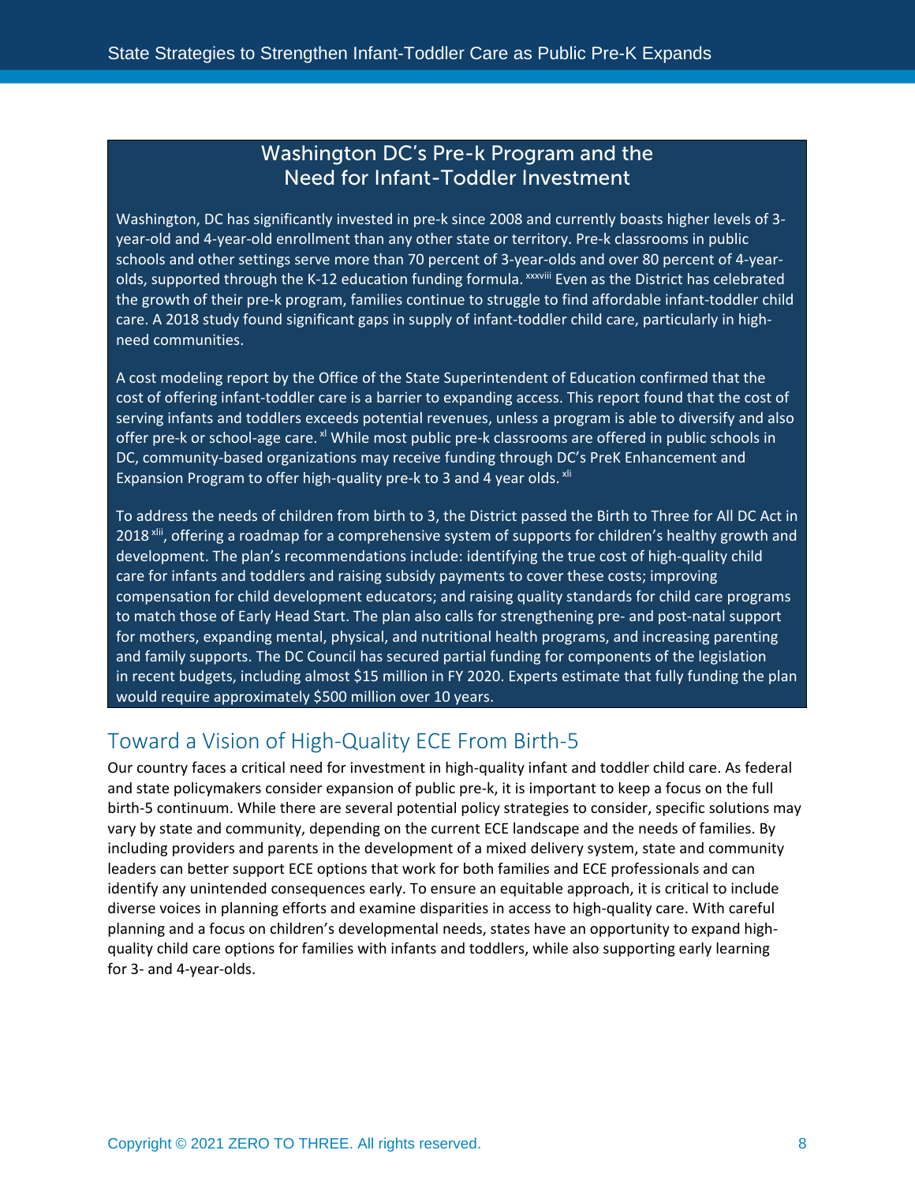## Washington DC's Pre-k Program and the Need for Infant-Toddler Investment

Washington, DC has significantly invested in pre-k since 2008 and currently boasts higher levels of 3-year-old and 4-year-old enrollment than any other state or territory. Pre-k classrooms in public schools and other settings serve more than 70 percent of 3-year-olds and over 80 percent of 4-year-olds, supported through the K-12 education funding formula.[xxxviii] Even as the District has celebrated the growth of their pre-k program, families continue to struggle to find affordable infant-toddler child care. A 2018 study found significant gaps in supply of infant-toddler child care, particularly in high-need communities.

A cost modeling report by the Office of the State Superintendent of Education confirmed that the cost of offering infant-toddler care is a barrier to expanding access. This report found that the cost of serving infants and toddlers exceeds potential revenues, unless a program is able to diversify and also offer pre-k or school-age care.[xl] While most public pre-k classrooms are offered in public schools in DC, community-based organizations may receive funding through DC's PreK Enhancement and Expansion Program to offer high-quality pre-k to 3 and 4 year olds.[xli]

To address the needs of children from birth to 3, the District passed the Birth to Three for All DC Act in 2018[xlii], offering a roadmap for a comprehensive system of supports for children's healthy growth and development. The plan's recommendations include: identifying the true cost of high-quality child care for infants and toddlers and raising subsidy payments to cover these costs; improving compensation for child development educators; and raising quality standards for child care programs to match those of Early Head Start. The plan also calls for strengthening pre- and post-natal support for mothers, expanding mental, physical, and nutritional health programs, and increasing parenting and family supports. The DC Council has secured partial funding for components of the legislation in recent budgets, including almost $15 million in FY 2020. Experts estimate that fully funding the plan would require approximately $500 million over 10 years.

## Toward a Vision of High-Quality ECE From Birth-5

Our country faces a critical need for investment in high-quality infant and toddler child care. As federal and state policymakers consider expansion of public pre-k, it is important to keep a focus on the full birth-5 continuum. While there are several potential policy strategies to consider, specific solutions may vary by state and community, depending on the current ECE landscape and the needs of families. By including providers and parents in the development of a mixed delivery system, state and community leaders can better support ECE options that work for both families and ECE professionals and can identify any unintended consequences early. To ensure an equitable approach, it is critical to include diverse voices in planning efforts and examine disparities in access to high-quality care. With careful planning and a focus on children's developmental needs, states have an opportunity to expand high-quality child care options for families with infants and toddlers, while also supporting early learning for 3- and 4-year-olds.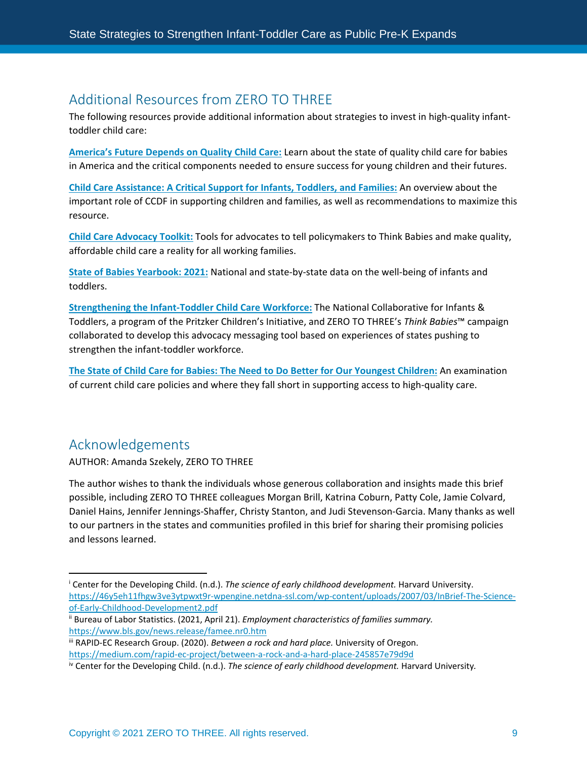## Additional Resources from ZERO TO THREE

The following resources provide additional information about strategies to invest in high-quality infant-toddler child care:

**America's Future Depends on Quality Child Care:** Learn about the state of quality child care for babies in America and the critical components needed to ensure success for young children and their futures.

**Child Care Assistance: A Critical Support for Infants, Toddlers, and Families:** An overview about the important role of CCDF in supporting children and families, as well as recommendations to maximize this resource.

**Child Care Advocacy Toolkit:** Tools for advocates to tell policymakers to Think Babies and make quality, affordable child care a reality for all working families.

**State of Babies Yearbook: 2021:** National and state-by-state data on the well-being of infants and toddlers.

**Strengthening the Infant-Toddler Child Care Workforce:** The National Collaborative for Infants & Toddlers, a program of the Pritzker Children's Initiative, and ZERO TO THREE's *Think Babies*™ campaign collaborated to develop this advocacy messaging tool based on experiences of states pushing to strengthen the infant-toddler workforce.

**The State of Child Care for Babies: The Need to Do Better for Our Youngest Children:** An examination of current child care policies and where they fall short in supporting access to high-quality care.

## Acknowledgements

AUTHOR: Amanda Szekely, ZERO TO THREE

The author wishes to thank the individuals whose generous collaboration and insights made this brief possible, including ZERO TO THREE colleagues Morgan Brill, Katrina Coburn, Patty Cole, Jamie Colvard, Daniel Hains, Jennifer Jennings-Shaffer, Christy Stanton, and Judi Stevenson-Garcia. Many thanks as well to our partners in the states and communities profiled in this brief for sharing their promising policies and lessons learned.

---

[i] Center for the Developing Child. (n.d.). *The science of early childhood development.* Harvard University. https://46y5eh11fhgw3ve3ytpwxt9r-wpengine.netdna-ssl.com/wp-content/uploads/2007/03/InBrief-The-Science-of-Early-Childhood-Development2.pdf

[ii] Bureau of Labor Statistics. (2021, April 21). *Employment characteristics of families summary.* https://www.bls.gov/news.release/famee.nr0.htm

[iii] RAPID-EC Research Group. (2020). *Between a rock and hard place.* University of Oregon. https://medium.com/rapid-ec-project/between-a-rock-and-a-hard-place-245857e79d9d

[iv] Center for the Developing Child. (n.d.). *The science of early childhood development.* Harvard University.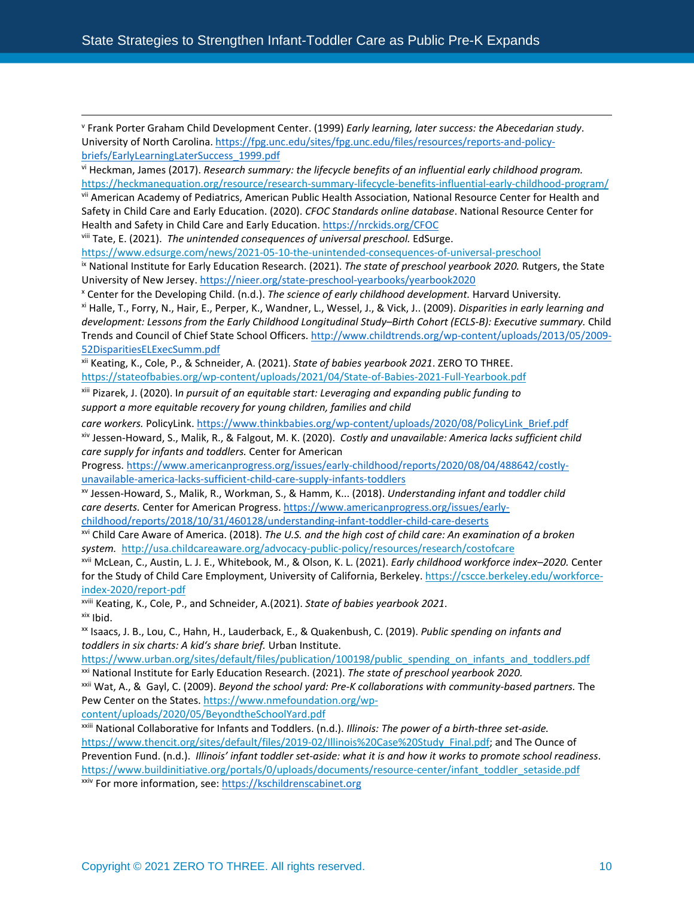[v] Frank Porter Graham Child Development Center. (1999) *Early learning, later success: the Abecedarian study*. University of North Carolina. https://fpg.unc.edu/sites/fpg.unc.edu/files/resources/reports-and-policy-briefs/EarlyLearningLaterSuccess_1999.pdf

[vi] Heckman, James (2017). *Research summary: the lifecycle benefits of an influential early childhood program.* https://heckmanequation.org/resource/research-summary-lifecycle-benefits-influential-early-childhood-program/

[vii] American Academy of Pediatrics, American Public Health Association, National Resource Center for Health and Safety in Child Care and Early Education. (2020). *CFOC Standards online database*. National Resource Center for Health and Safety in Child Care and Early Education. https://nrckids.org/CFOC

[viii] Tate, E. (2021). *The unintended consequences of universal preschool.* EdSurge. https://www.edsurge.com/news/2021-05-10-the-unintended-consequences-of-universal-preschool

[ix] National Institute for Early Education Research. (2021). *The state of preschool yearbook 2020.* Rutgers, the State University of New Jersey. https://nieer.org/state-preschool-yearbooks/yearbook2020

[x] Center for the Developing Child. (n.d.). *The science of early childhood development.* Harvard University.

[xi] Halle, T., Forry, N., Hair, E., Perper, K., Wandner, L., Wessel, J., & Vick, J.. (2009). *Disparities in early learning and development: Lessons from the Early Childhood Longitudinal Study–Birth Cohort (ECLS-B): Executive summary.* Child Trends and Council of Chief State School Officers. http://www.childtrends.org/wp-content/uploads/2013/05/2009-52DisparitiesELExecSumm.pdf

[xii] Keating, K., Cole, P., & Schneider, A. (2021). *State of babies yearbook 2021*. ZERO TO THREE. https://stateofbabies.org/wp-content/uploads/2021/04/State-of-Babies-2021-Full-Yearbook.pdf

[xiii] Pizarek, J. (2020). *In pursuit of an equitable start: Leveraging and expanding public funding to support a more equitable recovery for young children, families and child care workers.* PolicyLink. https://www.thinkbabies.org/wp-content/uploads/2020/08/PolicyLink_Brief.pdf

[xiv] Jessen-Howard, S., Malik, R., & Falgout, M. K. (2020). *Costly and unavailable: America lacks sufficient child care supply for infants and toddlers.* Center for American Progress. https://www.americanprogress.org/issues/early-childhood/reports/2020/08/04/488642/costly-unavailable-america-lacks-sufficient-child-care-supply-infants-toddlers

[xv] Jessen-Howard, S., Malik, R., Workman, S., & Hamm, K... (2018). *Understanding infant and toddler child care deserts.* Center for American Progress. https://www.americanprogress.org/issues/early-childhood/reports/2018/10/31/460128/understanding-infant-toddler-child-care-deserts

[xvi] Child Care Aware of America. (2018). *The U.S. and the high cost of child care: An examination of a broken system.* http://usa.childcareaware.org/advocacy-public-policy/resources/research/costofcare

[xvii] McLean, C., Austin, L. J. E., Whitebook, M., & Olson, K. L. (2021). *Early childhood workforce index–2020.* Center for the Study of Child Care Employment, University of California, Berkeley. https://cscce.berkeley.edu/workforce-index-2020/report-pdf

[xviii] Keating, K., Cole, P., and Schneider, A.(2021). *State of babies yearbook 2021*.

[xix] Ibid.

[xx] Isaacs, J. B., Lou, C., Hahn, H., Lauderback, E., & Quakenbush, C. (2019). *Public spending on infants and toddlers in six charts: A kid's share brief.* Urban Institute. https://www.urban.org/sites/default/files/publication/100198/public_spending_on_infants_and_toddlers.pdf

[xxi] National Institute for Early Education Research. (2021). *The state of preschool yearbook 2020.*

[xxii] Wat, A., & Gayl, C. (2009). *Beyond the school yard: Pre-K collaborations with community-based partners.* The Pew Center on the States. https://www.nmefoundation.org/wp-content/uploads/2020/05/BeyondtheSchoolYard.pdf

[xxiii] National Collaborative for Infants and Toddlers. (n.d.). *Illinois: The power of a birth-three set-aside.* https://www.thencit.org/sites/default/files/2019-02/Illinois%20Case%20Study_Final.pdf; and The Ounce of Prevention Fund. (n.d.). *Illinois' infant toddler set-aside: what it is and how it works to promote school readiness*. https://www.buildinitiative.org/portals/0/uploads/documents/resource-center/infant_toddler_setaside.pdf

[xxiv] For more information, see: https://kschildrenscabinet.org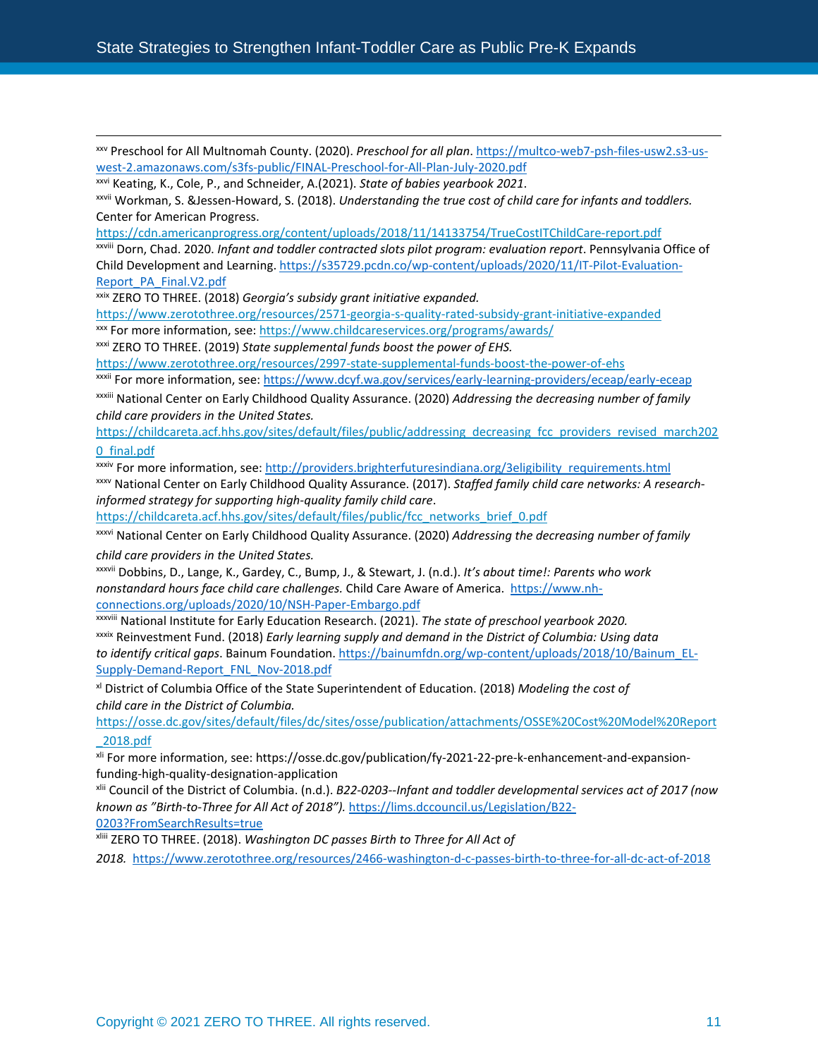[xxv] Preschool for All Multnomah County. (2020). *Preschool for all plan*. https://multco-web7-psh-files-usw2.s3-us-west-2.amazonaws.com/s3fs-public/FINAL-Preschool-for-All-Plan-July-2020.pdf

[xxvi] Keating, K., Cole, P., and Schneider, A.(2021). *State of babies yearbook 2021*.

[xxvii] Workman, S. &Jessen-Howard, S. (2018). *Understanding the true cost of child care for infants and toddlers.* Center for American Progress. https://cdn.americanprogress.org/content/uploads/2018/11/14133754/TrueCostITChildCare-report.pdf

[xxviii] Dorn, Chad. 2020. *Infant and toddler contracted slots pilot program: evaluation report*. Pennsylvania Office of Child Development and Learning. https://s35729.pcdn.co/wp-content/uploads/2020/11/IT-Pilot-Evaluation-Report_PA_Final.V2.pdf

[xxix] ZERO TO THREE. (2018) *Georgia's subsidy grant initiative expanded.* https://www.zerotothree.org/resources/2571-georgia-s-quality-rated-subsidy-grant-initiative-expanded

[xxx] For more information, see: https://www.childcareservices.org/programs/awards/

[xxxi] ZERO TO THREE. (2019) *State supplemental funds boost the power of EHS.* https://www.zerotothree.org/resources/2997-state-supplemental-funds-boost-the-power-of-ehs

[xxxii] For more information, see: https://www.dcyf.wa.gov/services/early-learning-providers/eceap/early-eceap

[xxxiii] National Center on Early Childhood Quality Assurance. (2020) *Addressing the decreasing number of family child care providers in the United States.* https://childcareta.acf.hhs.gov/sites/default/files/public/addressing_decreasing_fcc_providers_revised_march2020_final.pdf

[xxxiv] For more information, see: http://providers.brighterfuturesindiana.org/3eligibility_requirements.html

[xxxv] National Center on Early Childhood Quality Assurance. (2017). *Staffed family child care networks: A research-informed strategy for supporting high-quality family child care*. https://childcareta.acf.hhs.gov/sites/default/files/public/fcc_networks_brief_0.pdf

[xxxvi] National Center on Early Childhood Quality Assurance. (2020) *Addressing the decreasing number of family child care providers in the United States.*

[xxxvii] Dobbins, D., Lange, K., Gardey, C., Bump, J., & Stewart, J. (n.d.). *It's about time!: Parents who work nonstandard hours face child care challenges.* Child Care Aware of America. https://www.nh-connections.org/uploads/2020/10/NSH-Paper-Embargo.pdf

[xxxviii] National Institute for Early Education Research. (2021). *The state of preschool yearbook 2020.*

[xxxix] Reinvestment Fund. (2018) *Early learning supply and demand in the District of Columbia: Using data to identify critical gaps*. Bainum Foundation. https://bainumfdn.org/wp-content/uploads/2018/10/Bainum_EL-Supply-Demand-Report_FNL_Nov-2018.pdf

[xl] District of Columbia Office of the State Superintendent of Education. (2018) *Modeling the cost of child care in the District of Columbia.* https://osse.dc.gov/sites/default/files/dc/sites/osse/publication/attachments/OSSE%20Cost%20Model%20Report_2018.pdf

[xli] For more information, see: https://osse.dc.gov/publication/fy-2021-22-pre-k-enhancement-and-expansion-funding-high-quality-designation-application

[xlii] Council of the District of Columbia. (n.d.). *B22-0203--Infant and toddler developmental services act of 2017 (now known as "Birth-to-Three for All Act of 2018").* https://lims.dccouncil.us/Legislation/B22-0203?FromSearchResults=true

[xliii] ZERO TO THREE. (2018). *Washington DC passes Birth to Three for All Act of 2018.* https://www.zerotothree.org/resources/2466-washington-d-c-passes-birth-to-three-for-all-dc-act-of-2018